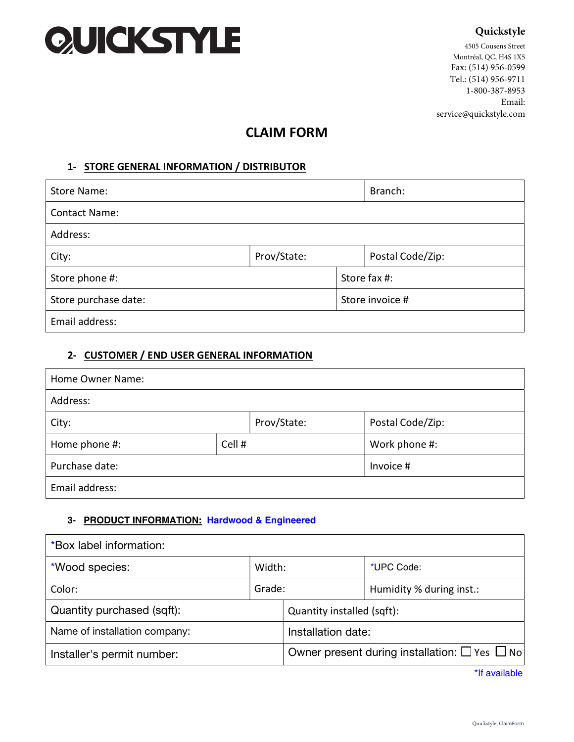# QUICKSTYLE

**Quickstyle**
4505 Cousens Street
Montréal, QC, H4S 1X5
Fax: (514) 956-0599
Tel.: (514) 956-9711
1-800-387-8953
Email:
service@quickstyle.com

## CLAIM FORM

### 1- STORE GENERAL INFORMATION / DISTRIBUTOR

| | | |
|---|---|---|
| Store Name: | | Branch: |
| Contact Name: | | |
| Address: | | |
| City: | Prov/State: | Postal Code/Zip: |
| Store phone #: | Store fax #: | |
| Store purchase date: | Store invoice # | |
| Email address: | | |

### 2- CUSTOMER / END USER GENERAL INFORMATION

| | | | |
|---|---|---|---|
| Home Owner Name: | | | |
| Address: | | | |
| City: | | Prov/State: | Postal Code/Zip: |
| Home phone #: | Cell # | | Work phone #: |
| Purchase date: | | | Invoice # |
| Email address: | | | |

### 3- PRODUCT INFORMATION: Hardwood & Engineered

| | | |
|---|---|---|
| *Box label information: | | |
| *Wood species: | Width: | *UPC Code: |
| Color: | Grade: | Humidity % during inst.: |
| Quantity purchased (sqft): | Quantity installed (sqft): | |
| Name of installation company: | Installation date: | |
| Installer's permit number: | Owner present during installation: ☐ Yes ☐ No | |

*If available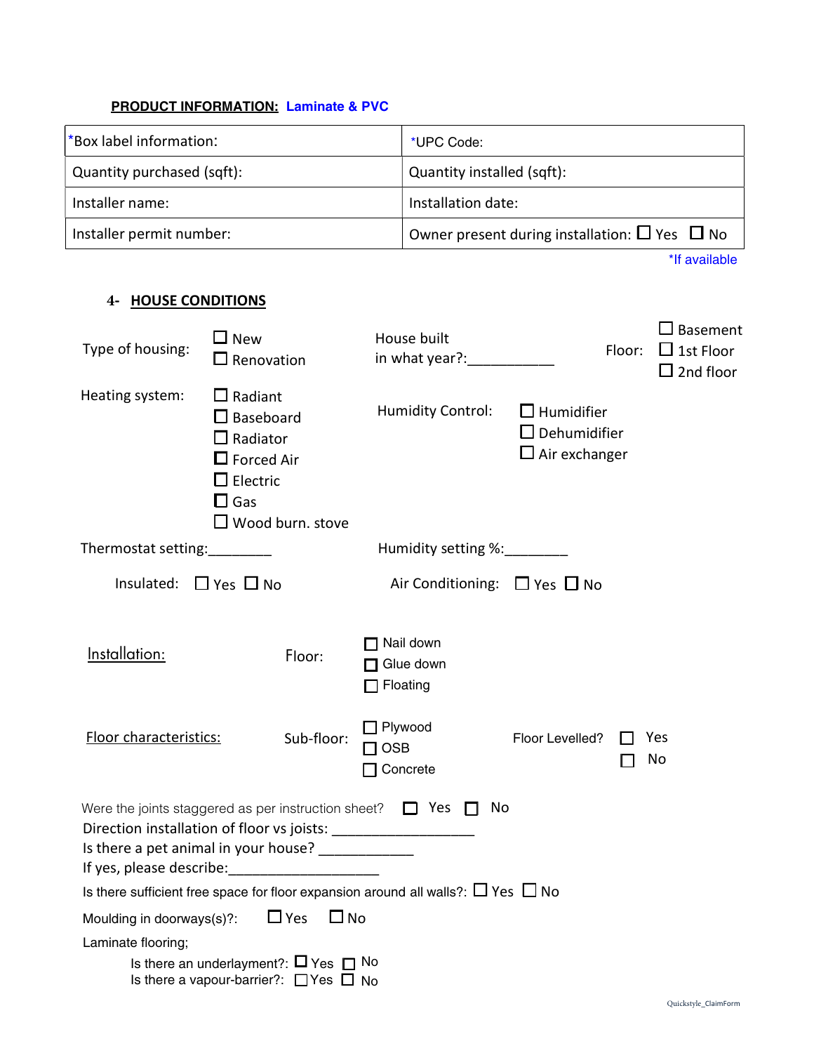**PRODUCT INFORMATION: Laminate & PVC**

| *Box label information: | *UPC Code: |
|---|---|
| Quantity purchased (sqft): | Quantity installed (sqft): |
| Installer name: | Installation date: |
| Installer permit number: | Owner present during installation: ☐ Yes ☐ No |

*If available

## 4- HOUSE CONDITIONS

Type of housing: ☐ New ☐ Renovation

House built in what year?:___________

Floor: ☐ Basement ☐ 1st Floor ☐ 2nd floor

Heating system: ☐ Radiant ☐ Baseboard ☐ Radiator ☐ Forced Air ☐ Electric ☐ Gas ☐ Wood burn. stove

Humidity Control: ☐ Humidifier ☐ Dehumidifier ☐ Air exchanger

Thermostat setting:________

Humidity setting %:________

Insulated: ☐ Yes ☐ No

Air Conditioning: ☐ Yes ☐ No

Installation:

Floor: ☐ Nail down ☐ Glue down ☐ Floating

Floor characteristics:

Sub-floor: ☐ Plywood ☐ OSB ☐ Concrete

Floor Levelled? ☐ Yes ☐ No

Were the joints staggered as per instruction sheet? ☐ Yes ☐ No

Direction installation of floor vs joists: __________________

Is there a pet animal in your house? ____________

If yes, please describe:___________________

Is there sufficient free space for floor expansion around all walls?: ☐ Yes ☐ No

Moulding in doorways(s)?: ☐ Yes ☐ No

Laminate flooring;

Is there an underlayment?: ☐ Yes ☐ No

Is there a vapour-barrier?: ☐ Yes ☐ No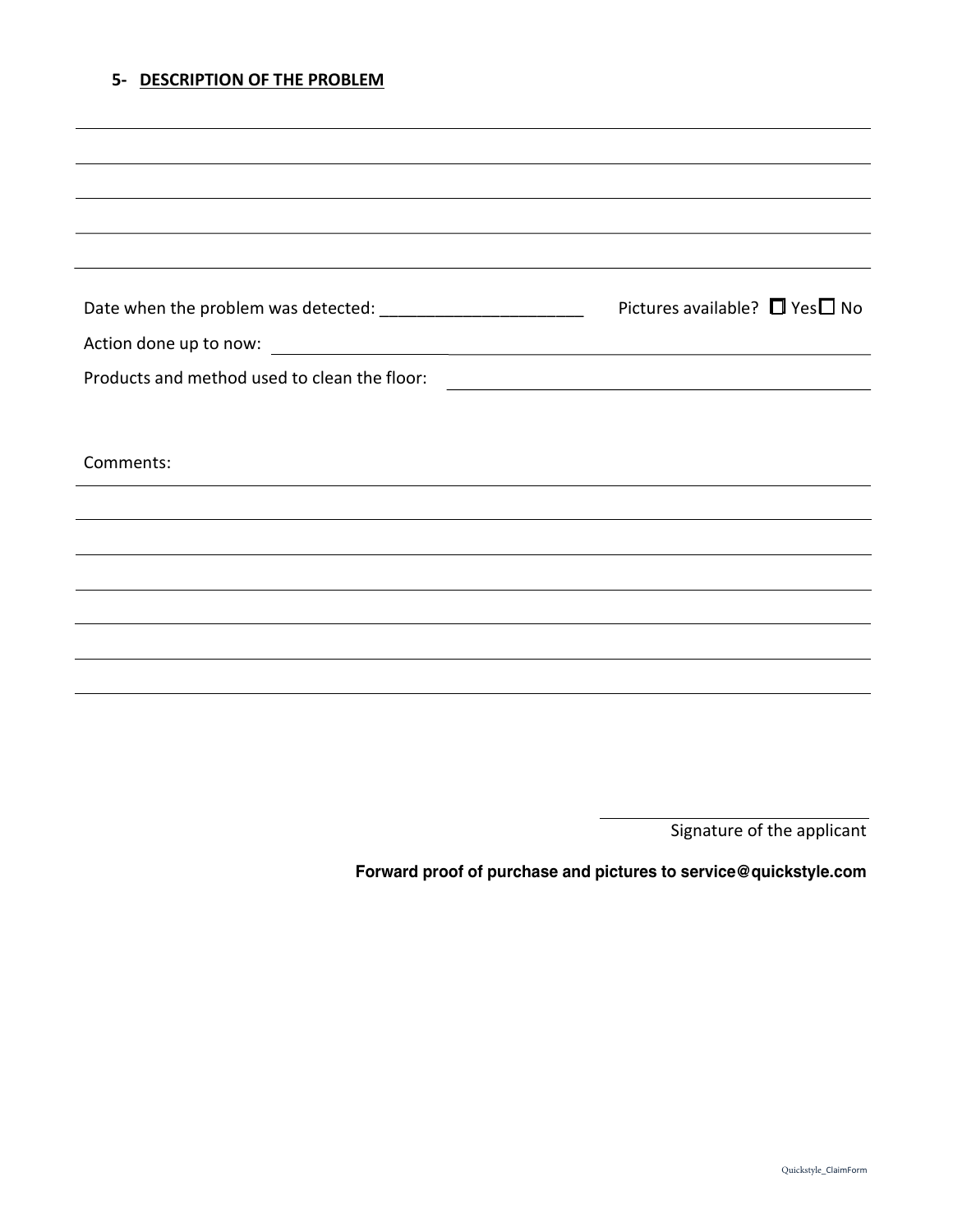## 5- DESCRIPTION OF THE PROBLEM

_______________________________________________

_______________________________________________

_______________________________________________

_______________________________________________

Date when the problem was detected: ______________________ Pictures available? ☐ Yes ☐ No

Action done up to now: ______________________

Products and method used to clean the floor: ______________________

Comments:

_______________________________________________

_______________________________________________

_______________________________________________

_______________________________________________

_______________________________________________

_______________________________________________

______________________
Signature of the applicant

**Forward proof of purchase and pictures to service@quickstyle.com**

Quickstyle_ClaimForm